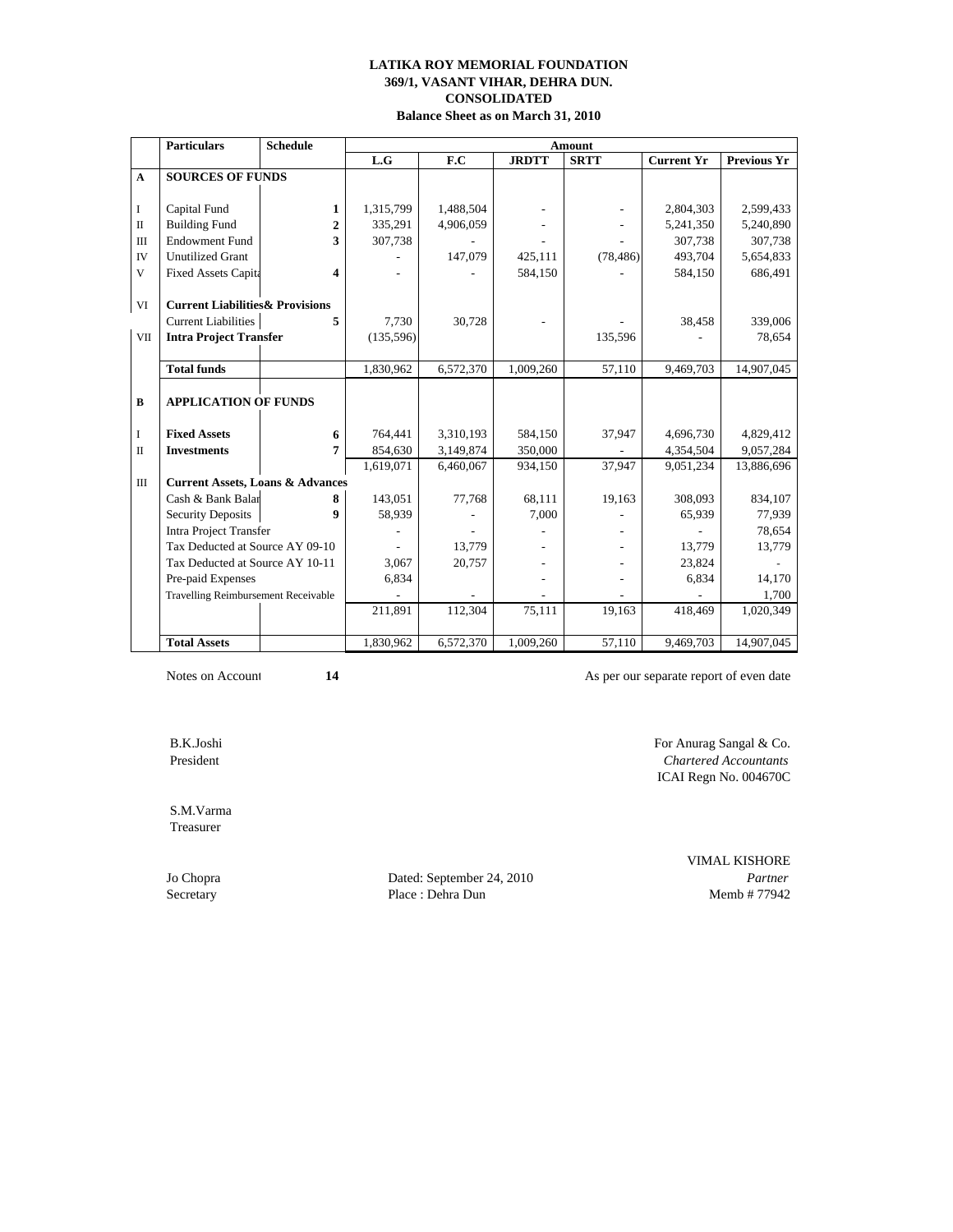**LATIKA ROY MEMORIAL FOUNDATION**
**369/1, VASANT VIHAR, DEHRA DUN.**
**CONSOLIDATED**
**Balance Sheet as on March 31, 2010**

| | Particulars | Schedule | Amount | | | | | |
|---|---|---|---|---|---|---|---|---|
| | | | L.G | F.C | JRDTT | SRTT | Current Yr | Previous Yr |
| **A** | **SOURCES OF FUNDS** | | | | | | | |
| I | Capital Fund | 1 | 1,315,799 | 1,488,504 | - | - | 2,804,303 | 2,599,433 |
| II | Building Fund | 2 | 335,291 | 4,906,059 | - | - | 5,241,350 | 5,240,890 |
| III | Endowment Fund | 3 | 307,738 | - | - | - | 307,738 | 307,738 |
| IV | Unutilized Grant | | - | 147,079 | 425,111 | (78,486) | 493,704 | 5,654,833 |
| V | Fixed Assets Capital | 4 | - | - | 584,150 | - | 584,150 | 686,491 |
| VI | **Current Liabilities& Provisions** | | | | | | | |
| | Current Liabilities | 5 | 7,730 | 30,728 | - | - | 38,458 | 339,006 |
| VII | **Intra Project Transfer** | | (135,596) | | | 135,596 | - | 78,654 |
| | **Total funds** | | 1,830,962 | 6,572,370 | 1,009,260 | 57,110 | 9,469,703 | 14,907,045 |
| **B** | **APPLICATION OF FUNDS** | | | | | | | |
| I | **Fixed Assets** | 6 | 764,441 | 3,310,193 | 584,150 | 37,947 | 4,696,730 | 4,829,412 |
| II | **Investments** | 7 | 854,630 | 3,149,874 | 350,000 | - | 4,354,504 | 9,057,284 |
| | | | 1,619,071 | 6,460,067 | 934,150 | 37,947 | 9,051,234 | 13,886,696 |
| III | **Current Assets, Loans & Advances** | | | | | | | |
| | Cash & Bank Balance | 8 | 143,051 | 77,768 | 68,111 | 19,163 | 308,093 | 834,107 |
| | Security Deposits | 9 | 58,939 | - | 7,000 | - | 65,939 | 77,939 |
| | Intra Project Transfer | | - | - | - | - | - | 78,654 |
| | Tax Deducted at Source AY 09-10 | | - | 13,779 | - | - | 13,779 | 13,779 |
| | Tax Deducted at Source AY 10-11 | | 3,067 | 20,757 | - | - | 23,824 | - |
| | Pre-paid Expenses | | 6,834 | | - | - | 6,834 | 14,170 |
| | Travelling Reimbursement Receivable | | - | - | - | - | - | 1,700 |
| | | | 211,891 | 112,304 | 75,111 | 19,163 | 418,469 | 1,020,349 |
| | **Total Assets** | | 1,830,962 | 6,572,370 | 1,009,260 | 57,110 | 9,469,703 | 14,907,045 |

Notes on Accounts **14**

As per our separate report of even date

B.K.Joshi
President

S.M.Varma
Treasurer

Jo Chopra
Secretary

Dated: September 24, 2010
Place : Dehra Dun

For Anurag Sangal & Co.
*Chartered Accountants*
ICAI Regn No. 004670C

VIMAL KISHORE
*Partner*
Memb # 77942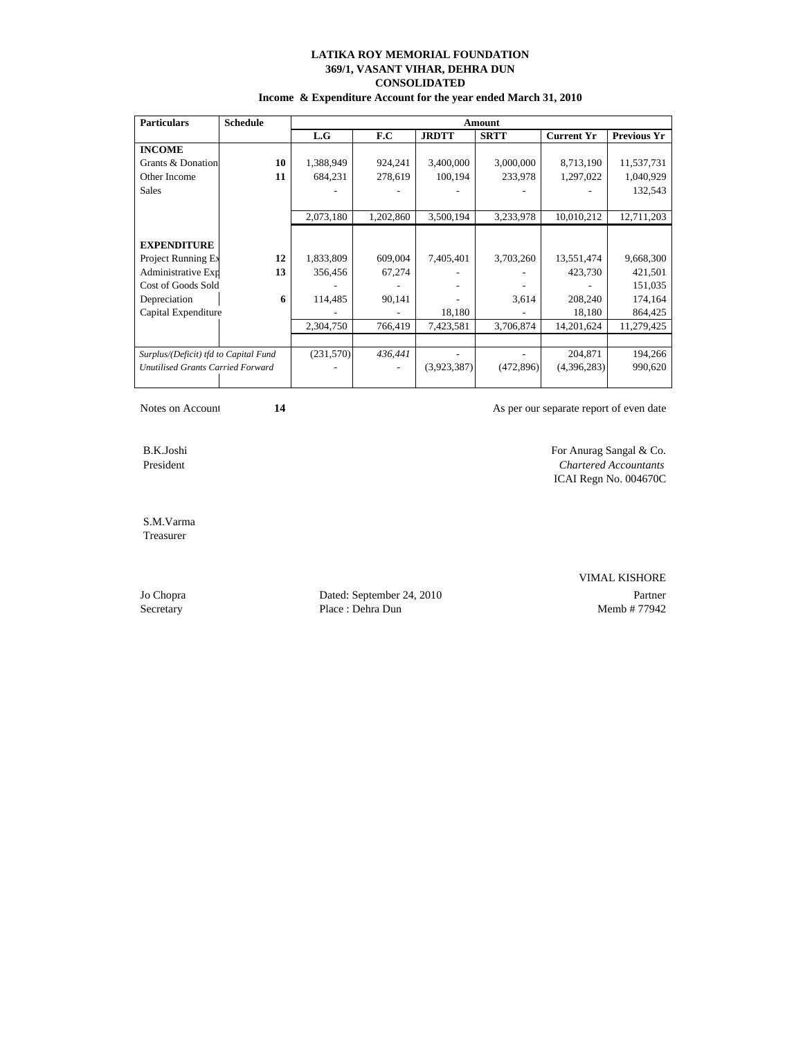**LATIKA ROY MEMORIAL FOUNDATION**
**369/1, VASANT VIHAR, DEHRA DUN**
**CONSOLIDATED**
**Income & Expenditure Account for the year ended March 31, 2010**

| Particulars | Schedule | Amount | | | | | |
|---|---|---|---|---|---|---|---|
| | | L.G | F.C | JRDTT | SRTT | Current Yr | Previous Yr |
| **INCOME** | | | | | | | |
| Grants & Donation | 10 | 1,388,949 | 924,241 | 3,400,000 | 3,000,000 | 8,713,190 | 11,537,731 |
| Other Income | 11 | 684,231 | 278,619 | 100,194 | 233,978 | 1,297,022 | 1,040,929 |
| Sales | | - | - | - | - | - | 132,543 |
| | | 2,073,180 | 1,202,860 | 3,500,194 | 3,233,978 | 10,010,212 | 12,711,203 |
| **EXPENDITURE** | | | | | | | |
| Project Running Ex | 12 | 1,833,809 | 609,004 | 7,405,401 | 3,703,260 | 13,551,474 | 9,668,300 |
| Administrative Exp | 13 | 356,456 | 67,274 | - | - | 423,730 | 421,501 |
| Cost of Goods Sold | | - | - | - | - | - | 151,035 |
| Depreciation | 6 | 114,485 | 90,141 | - | 3,614 | 208,240 | 174,164 |
| Capital Expenditure | | - | - | 18,180 | - | 18,180 | 864,425 |
| | | 2,304,750 | 766,419 | 7,423,581 | 3,706,874 | 14,201,624 | 11,279,425 |
| *Surplus/(Deficit) tfd to Capital Fund* | | (231,570) | *436,441* | - | - | 204,871 | 194,266 |
| *Unutilised Grants Carried Forward* | | - | - | (3,923,387) | (472,896) | (4,396,283) | 990,620 |

Notes on Account **14**

As per our separate report of even date

B.K.Joshi
President

S.M.Varma
Treasurer

Jo Chopra
Secretary

Dated: September 24, 2010
Place : Dehra Dun

For Anurag Sangal & Co.
*Chartered Accountants*
ICAI Regn No. 004670C

VIMAL KISHORE
Partner
Memb # 77942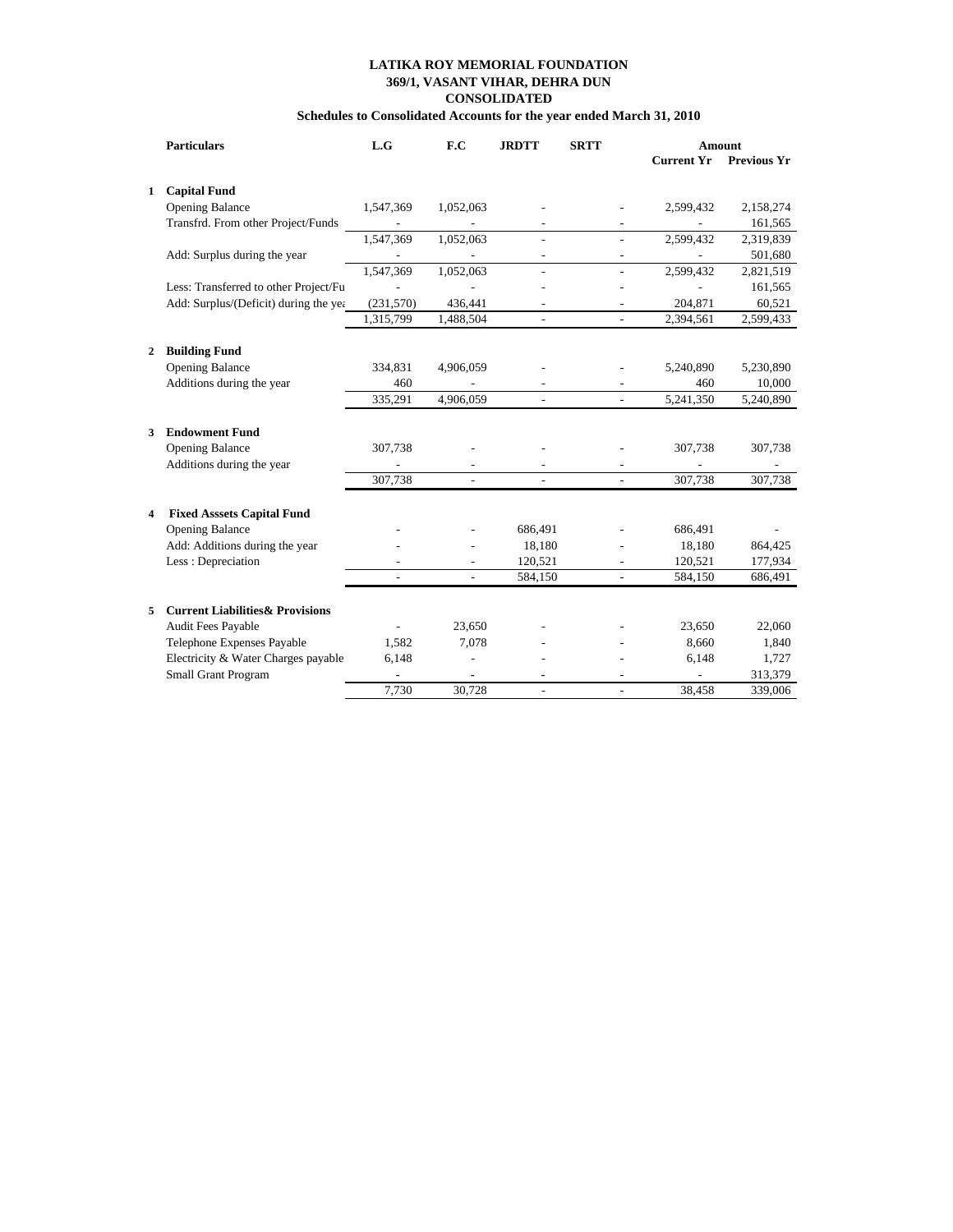**LATIKA ROY MEMORIAL FOUNDATION**
**369/1, VASANT VIHAR, DEHRA DUN**
**CONSOLIDATED**
**Schedules to Consolidated Accounts for the year ended March 31, 2010**

| | Particulars | L.G | F.C | JRDTT | SRTT | Amount | |
|---|---|---|---|---|---|---|---|
| | | | | | | Current Yr | Previous Yr |
| 1 | **Capital Fund** | | | | | | |
| | Opening Balance | 1,547,369 | 1,052,063 | - | - | 2,599,432 | 2,158,274 |
| | Transfrd. From other Project/Funds | - | - | - | - | - | 161,565 |
| | | 1,547,369 | 1,052,063 | - | - | 2,599,432 | 2,319,839 |
| | Add: Surplus during the year | - | - | - | - | - | 501,680 |
| | | 1,547,369 | 1,052,063 | - | - | 2,599,432 | 2,821,519 |
| | Less: Transferred to other Project/Fu | - | - | - | - | - | 161,565 |
| | Add: Surplus/(Deficit) during the yea | (231,570) | 436,441 | - | - | 204,871 | 60,521 |
| | | 1,315,799 | 1,488,504 | - | - | 2,394,561 | 2,599,433 |
| 2 | **Building Fund** | | | | | | |
| | Opening Balance | 334,831 | 4,906,059 | - | - | 5,240,890 | 5,230,890 |
| | Additions during the year | 460 | - | - | - | 460 | 10,000 |
| | | 335,291 | 4,906,059 | - | - | 5,241,350 | 5,240,890 |
| 3 | **Endowment Fund** | | | | | | |
| | Opening Balance | 307,738 | - | - | - | 307,738 | 307,738 |
| | Additions during the year | - | - | - | - | - | - |
| | | 307,738 | - | - | - | 307,738 | 307,738 |
| 4 | **Fixed Asssets Capital Fund** | | | | | | |
| | Opening Balance | - | - | 686,491 | - | 686,491 | - |
| | Add: Additions during the year | - | - | 18,180 | - | 18,180 | 864,425 |
| | Less : Depreciation | - | - | 120,521 | - | 120,521 | 177,934 |
| | | - | - | 584,150 | - | 584,150 | 686,491 |
| 5 | **Current Liabilities& Provisions** | | | | | | |
| | Audit Fees Payable | - | 23,650 | - | - | 23,650 | 22,060 |
| | Telephone Expenses Payable | 1,582 | 7,078 | - | - | 8,660 | 1,840 |
| | Electricity & Water Charges payable | 6,148 | - | - | - | 6,148 | 1,727 |
| | Small Grant Program | - | - | - | - | - | 313,379 |
| | | 7,730 | 30,728 | - | - | 38,458 | 339,006 |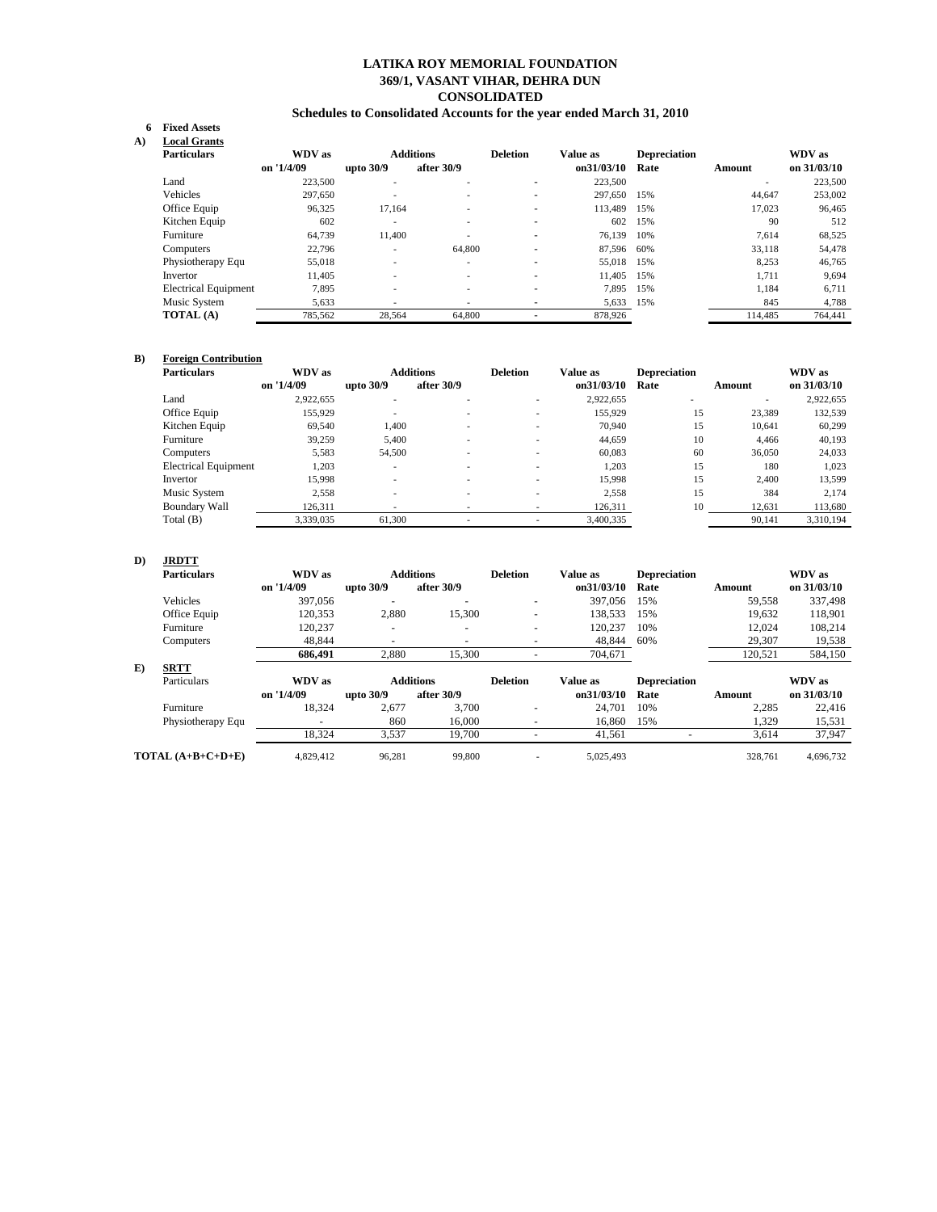# LATIKA ROY MEMORIAL FOUNDATION

## 369/1, VASANT VIHAR, DEHRA DUN

## CONSOLIDATED

## Schedules to Consolidated Accounts for the year ended March 31, 2010

**6 Fixed Assets**

**A) Local Grants**

| Particulars | WDV as on '1/4/09 | Additions upto 30/9 | Additions after 30/9 | Deletion | Value as on31/03/10 | Depreciation Rate | Amount | WDV as on 31/03/10 |
|---|---|---|---|---|---|---|---|---|
| Land | 223,500 | - | - | - | 223,500 | | - | 223,500 |
| Vehicles | 297,650 | - | - | - | 297,650 | 15% | 44,647 | 253,002 |
| Office Equip | 96,325 | 17,164 | - | - | 113,489 | 15% | 17,023 | 96,465 |
| Kitchen Equip | 602 | - | - | - | 602 | 15% | 90 | 512 |
| Furniture | 64,739 | 11,400 | - | - | 76,139 | 10% | 7,614 | 68,525 |
| Computers | 22,796 | - | 64,800 | - | 87,596 | 60% | 33,118 | 54,478 |
| Physiotherapy Equ | 55,018 | - | - | - | 55,018 | 15% | 8,253 | 46,765 |
| Invertor | 11,405 | - | - | - | 11,405 | 15% | 1,711 | 9,694 |
| Electrical Equipment | 7,895 | - | - | - | 7,895 | 15% | 1,184 | 6,711 |
| Music System | 5,633 | - | - | - | 5,633 | 15% | 845 | 4,788 |
| **TOTAL (A)** | 785,562 | 28,564 | 64,800 | - | 878,926 | | 114,485 | 764,441 |

**B) Foreign Contribution**

| Particulars | WDV as on '1/4/09 | Additions upto 30/9 | Additions after 30/9 | Deletion | Value as on31/03/10 | Depreciation Rate | Amount | WDV as on 31/03/10 |
|---|---|---|---|---|---|---|---|---|
| Land | 2,922,655 | - | - | - | 2,922,655 | - | - | 2,922,655 |
| Office Equip | 155,929 | - | - | - | 155,929 | 15 | 23,389 | 132,539 |
| Kitchen Equip | 69,540 | 1,400 | - | - | 70,940 | 15 | 10,641 | 60,299 |
| Furniture | 39,259 | 5,400 | - | - | 44,659 | 10 | 4,466 | 40,193 |
| Computers | 5,583 | 54,500 | - | - | 60,083 | 60 | 36,050 | 24,033 |
| Electrical Equipment | 1,203 | - | - | - | 1,203 | 15 | 180 | 1,023 |
| Invertor | 15,998 | - | - | - | 15,998 | 15 | 2,400 | 13,599 |
| Music System | 2,558 | - | - | - | 2,558 | 15 | 384 | 2,174 |
| Boundary Wall | 126,311 | - | - | - | 126,311 | 10 | 12,631 | 113,680 |
| Total (B) | 3,339,035 | 61,300 | - | - | 3,400,335 | | 90,141 | 3,310,194 |

**D) JRDTT**

| Particulars | WDV as on '1/4/09 | Additions upto 30/9 | Additions after 30/9 | Deletion | Value as on31/03/10 | Depreciation Rate | Amount | WDV as on 31/03/10 |
|---|---|---|---|---|---|---|---|---|
| Vehicles | 397,056 | - | - | - | 397,056 | 15% | 59,558 | 337,498 |
| Office Equip | 120,353 | 2,880 | 15,300 | - | 138,533 | 15% | 19,632 | 118,901 |
| Furniture | 120,237 | - | - | - | 120,237 | 10% | 12,024 | 108,214 |
| Computers | 48,844 | - | - | - | 48,844 | 60% | 29,307 | 19,538 |
| | **686,491** | 2,880 | 15,300 | - | 704,671 | | 120,521 | 584,150 |

**E) SRTT**

| Particulars | WDV as on '1/4/09 | Additions upto 30/9 | Additions after 30/9 | Deletion | Value as on31/03/10 | Depreciation Rate | Amount | WDV as on 31/03/10 |
|---|---|---|---|---|---|---|---|---|
| Furniture | 18,324 | 2,677 | 3,700 | - | 24,701 | 10% | 2,285 | 22,416 |
| Physiotherapy Equ | - | 860 | 16,000 | - | 16,860 | 15% | 1,329 | 15,531 |
| | 18,324 | 3,537 | 19,700 | - | 41,561 | - | 3,614 | 37,947 |

| | WDV as on '1/4/09 | Additions upto 30/9 | Additions after 30/9 | Deletion | Value as on31/03/10 | Depreciation Rate | Amount | WDV as on 31/03/10 |
|---|---|---|---|---|---|---|---|---|
| **TOTAL (A+B+C+D+E)** | 4,829,412 | 96,281 | 99,800 | - | 5,025,493 | | 328,761 | 4,696,732 |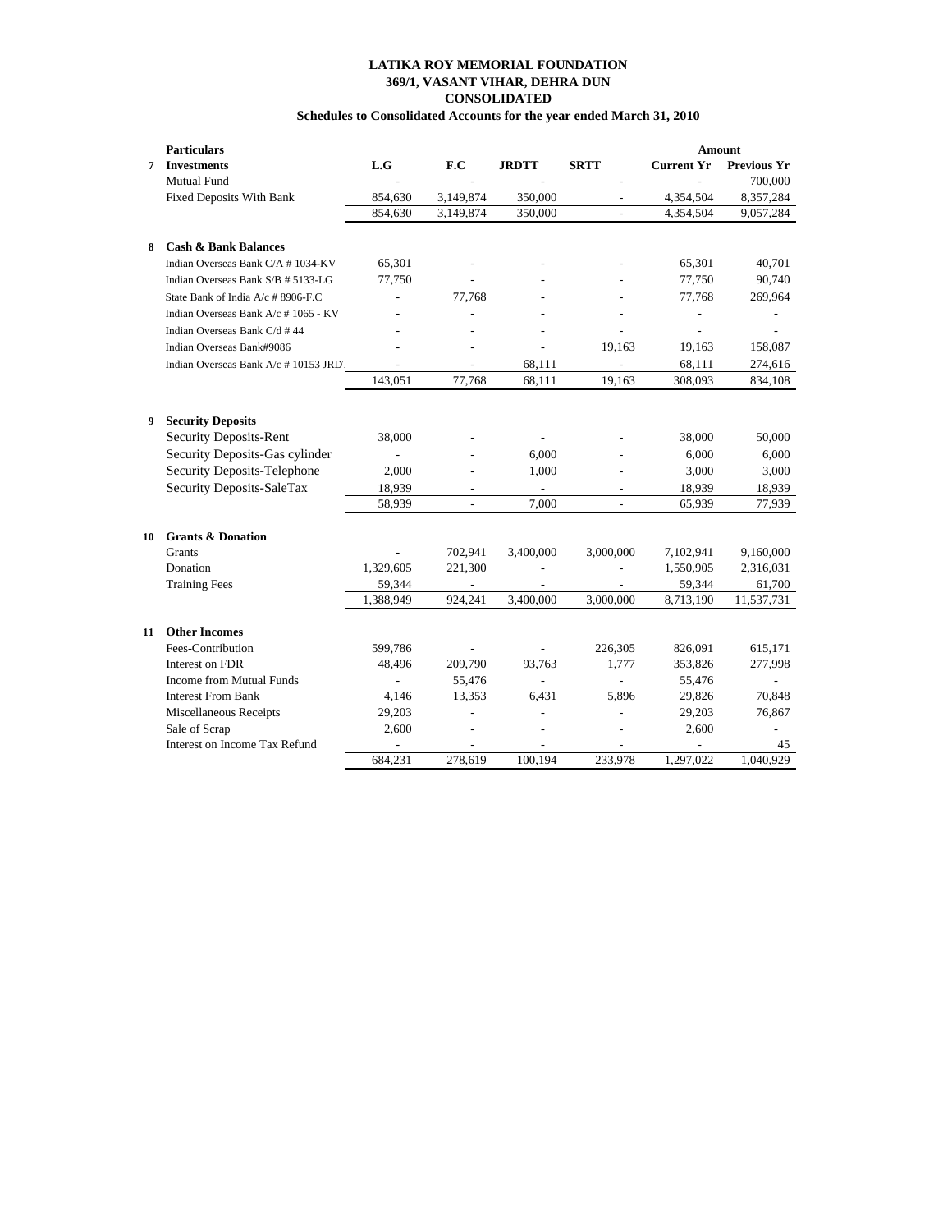# LATIKA ROY MEMORIAL FOUNDATION
## 369/1, VASANT VIHAR, DEHRA DUN
## CONSOLIDATED
### Schedules to Consolidated Accounts for the year ended March 31, 2010

| | Particulars | | | | | Amount | |
|---|---|---|---|---|---|---|---|
| **7** | **Investments** | **L.G** | **F.C** | **JRDTT** | **SRTT** | **Current Yr** | **Previous Yr** |
| | Mutual Fund | - | - | - | - | - | 700,000 |
| | Fixed Deposits With Bank | 854,630 | 3,149,874 | 350,000 | - | 4,354,504 | 8,357,284 |
| | | 854,630 | 3,149,874 | 350,000 | - | 4,354,504 | 9,057,284 |
| **8** | **Cash & Bank Balances** | | | | | | |
| | Indian Overseas Bank C/A # 1034-KV | 65,301 | - | - | - | 65,301 | 40,701 |
| | Indian Overseas Bank S/B # 5133-LG | 77,750 | - | - | - | 77,750 | 90,740 |
| | State Bank of India A/c # 8906-F.C | - | 77,768 | - | - | 77,768 | 269,964 |
| | Indian Overseas Bank A/c # 1065 - KV | - | - | - | - | - | - |
| | Indian Overseas Bank C/d # 44 | - | - | - | - | - | - |
| | Indian Overseas Bank#9086 | - | - | - | 19,163 | 19,163 | 158,087 |
| | Indian Overseas Bank A/c # 10153 JRD | - | - | 68,111 | - | 68,111 | 274,616 |
| | | 143,051 | 77,768 | 68,111 | 19,163 | 308,093 | 834,108 |
| **9** | **Security Deposits** | | | | | | |
| | Security Deposits-Rent | 38,000 | - | - | - | 38,000 | 50,000 |
| | Security Deposits-Gas cylinder | - | - | 6,000 | - | 6,000 | 6,000 |
| | Security Deposits-Telephone | 2,000 | - | 1,000 | - | 3,000 | 3,000 |
| | Security Deposits-SaleTax | 18,939 | - | - | - | 18,939 | 18,939 |
| | | 58,939 | - | 7,000 | - | 65,939 | 77,939 |
| **10** | **Grants & Donation** | | | | | | |
| | Grants | - | 702,941 | 3,400,000 | 3,000,000 | 7,102,941 | 9,160,000 |
| | Donation | 1,329,605 | 221,300 | - | - | 1,550,905 | 2,316,031 |
| | Training Fees | 59,344 | - | - | - | 59,344 | 61,700 |
| | | 1,388,949 | 924,241 | 3,400,000 | 3,000,000 | 8,713,190 | 11,537,731 |
| **11** | **Other Incomes** | | | | | | |
| | Fees-Contribution | 599,786 | - | - | 226,305 | 826,091 | 615,171 |
| | Interest on FDR | 48,496 | 209,790 | 93,763 | 1,777 | 353,826 | 277,998 |
| | Income from Mutual Funds | - | 55,476 | - | - | 55,476 | - |
| | Interest From Bank | 4,146 | 13,353 | 6,431 | 5,896 | 29,826 | 70,848 |
| | Miscellaneous Receipts | 29,203 | - | - | - | 29,203 | 76,867 |
| | Sale of Scrap | 2,600 | - | - | - | 2,600 | - |
| | Interest on Income Tax Refund | - | - | - | - | - | 45 |
| | | 684,231 | 278,619 | 100,194 | 233,978 | 1,297,022 | 1,040,929 |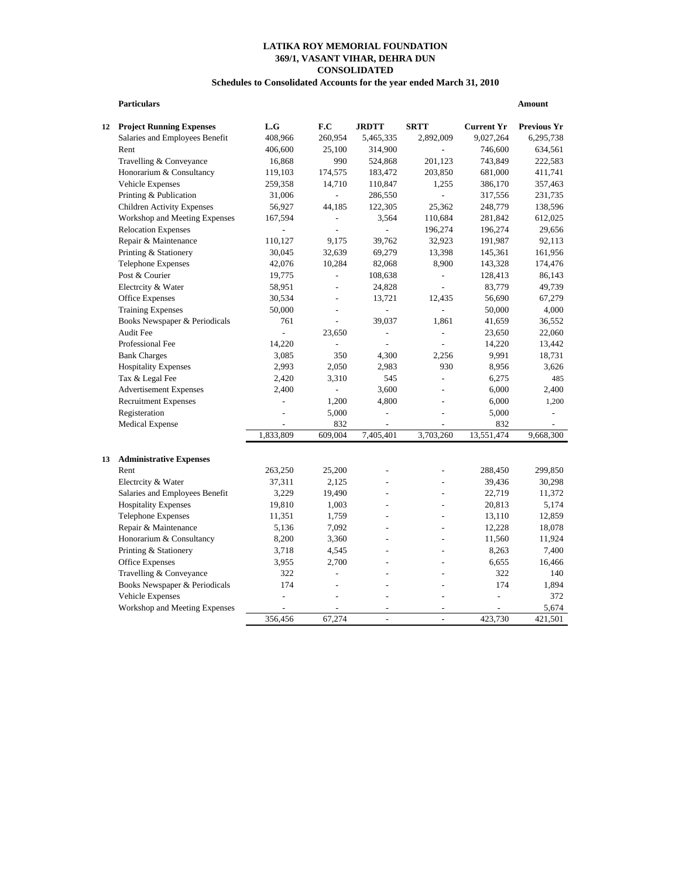**LATIKA ROY MEMORIAL FOUNDATION**
**369/1, VASANT VIHAR, DEHRA DUN**
**CONSOLIDATED**
**Schedules to Consolidated Accounts for the year ended March 31, 2010**

| | **Particulars** | | | | | | **Amount** |
|---|---|---|---|---|---|---|---|
| **12** | **Project Running Expenses** | **L.G** | **F.C** | **JRDTT** | **SRTT** | **Current Yr** | **Previous Yr** |
| | Salaries and Employees Benefit | 408,966 | 260,954 | 5,465,335 | 2,892,009 | 9,027,264 | 6,295,738 |
| | Rent | 406,600 | 25,100 | 314,900 | - | 746,600 | 634,561 |
| | Travelling & Conveyance | 16,868 | 990 | 524,868 | 201,123 | 743,849 | 222,583 |
| | Honorarium & Consultancy | 119,103 | 174,575 | 183,472 | 203,850 | 681,000 | 411,741 |
| | Vehicle Expenses | 259,358 | 14,710 | 110,847 | 1,255 | 386,170 | 357,463 |
| | Printing & Publication | 31,006 | - | 286,550 | - | 317,556 | 231,735 |
| | Children Activity Expenses | 56,927 | 44,185 | 122,305 | 25,362 | 248,779 | 138,596 |
| | Workshop and Meeting Expenses | 167,594 | - | 3,564 | 110,684 | 281,842 | 612,025 |
| | Relocation Expenses | - | - | - | 196,274 | 196,274 | 29,656 |
| | Repair & Maintenance | 110,127 | 9,175 | 39,762 | 32,923 | 191,987 | 92,113 |
| | Printing & Stationery | 30,045 | 32,639 | 69,279 | 13,398 | 145,361 | 161,956 |
| | Telephone Expenses | 42,076 | 10,284 | 82,068 | 8,900 | 143,328 | 174,476 |
| | Post & Courier | 19,775 | - | 108,638 | - | 128,413 | 86,143 |
| | Electrcity & Water | 58,951 | - | 24,828 | - | 83,779 | 49,739 |
| | Office Expenses | 30,534 | - | 13,721 | 12,435 | 56,690 | 67,279 |
| | Training Expenses | 50,000 | - | - | - | 50,000 | 4,000 |
| | Books Newspaper & Periodicals | 761 | - | 39,037 | 1,861 | 41,659 | 36,552 |
| | Audit Fee | - | 23,650 | - | - | 23,650 | 22,060 |
| | Professional Fee | 14,220 | - | - | - | 14,220 | 13,442 |
| | Bank Charges | 3,085 | 350 | 4,300 | 2,256 | 9,991 | 18,731 |
| | Hospitality Expenses | 2,993 | 2,050 | 2,983 | 930 | 8,956 | 3,626 |
| | Tax & Legal Fee | 2,420 | 3,310 | 545 | - | 6,275 | 485 |
| | Advertisement Expenses | 2,400 | - | 3,600 | - | 6,000 | 2,400 |
| | Recruitment Expenses | - | 1,200 | 4,800 | - | 6,000 | 1,200 |
| | Registeration | - | 5,000 | - | - | 5,000 | - |
| | Medical Expense | - | 832 | - | - | 832 | - |
| | | 1,833,809 | 609,004 | 7,405,401 | 3,703,260 | 13,551,474 | 9,668,300 |
| **13** | **Administrative Expenses** | | | | | | |
| | Rent | 263,250 | 25,200 | - | - | 288,450 | 299,850 |
| | Electrcity & Water | 37,311 | 2,125 | - | - | 39,436 | 30,298 |
| | Salaries and Employees Benefit | 3,229 | 19,490 | - | - | 22,719 | 11,372 |
| | Hospitality Expenses | 19,810 | 1,003 | - | - | 20,813 | 5,174 |
| | Telephone Expenses | 11,351 | 1,759 | - | - | 13,110 | 12,859 |
| | Repair & Maintenance | 5,136 | 7,092 | - | - | 12,228 | 18,078 |
| | Honorarium & Consultancy | 8,200 | 3,360 | - | - | 11,560 | 11,924 |
| | Printing & Stationery | 3,718 | 4,545 | - | - | 8,263 | 7,400 |
| | Office Expenses | 3,955 | 2,700 | - | - | 6,655 | 16,466 |
| | Travelling & Conveyance | 322 | - | - | - | 322 | 140 |
| | Books Newspaper & Periodicals | 174 | - | - | - | 174 | 1,894 |
| | Vehicle Expenses | - | - | - | - | - | 372 |
| | Workshop and Meeting Expenses | - | - | - | - | - | 5,674 |
| | | 356,456 | 67,274 | - | - | 423,730 | 421,501 |